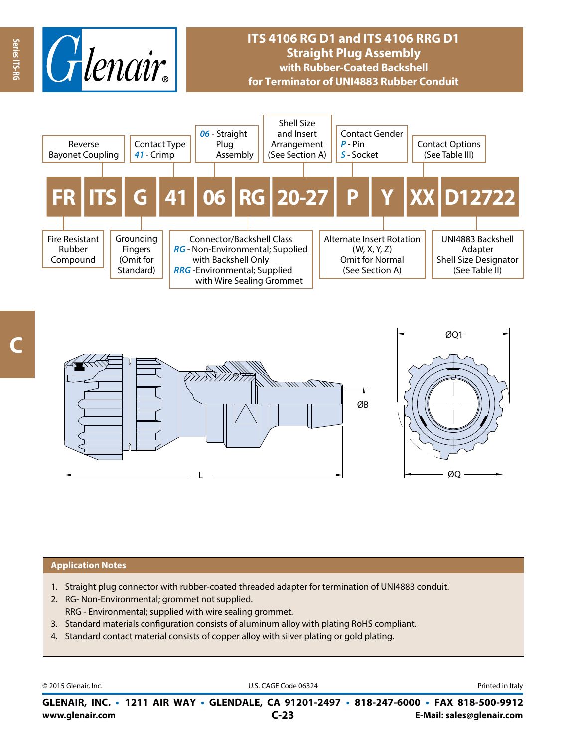# ITS 4106 RG D1 and ITS 4106 RRG D1
## Straight Plug Assembly
### with Rubber-Coated Backshell
### for Terminator of UNI4883 Rubber Conduit

**FR ITS G 41 06 RG 20-27 P Y XX D12722**

- **FR** – Fire Resistant Rubber Compound
- **ITS** – Reverse Bayonet Coupling
- **G** – Grounding Fingers (Omit for Standard)
- **41** – Contact Type: *41* - Crimp
- **06** – *06* - Straight Plug Assembly
- **RG** – Connector/Backshell Class
  - *RG* - Non-Environmental; Supplied with Backshell Only
  - *RRG* -Environmental; Supplied with Wire Sealing Grommet
- **20-27** – Shell Size and Insert Arrangement (See Section A)
- **P** – Contact Gender: *P* - Pin, *S* - Socket
- **Y** – Alternate Insert Rotation (W, X, Y, Z) Omit for Normal (See Section A)
- **XX** – Contact Options (See Table III)
- **D12722** – UNI4883 Backshell Adapter Shell Size Designator (See Table II)

ØQ1 ØB L ØQ

## Application Notes

1. Straight plug connector with rubber-coated threaded adapter for termination of UNI4883 conduit.
2. RG- Non-Environmental; grommet not supplied.
   RRG - Environmental; supplied with wire sealing grommet.
3. Standard materials configuration consists of aluminum alloy with plating RoHS compliant.
4. Standard contact material consists of copper alloy with silver plating or gold plating.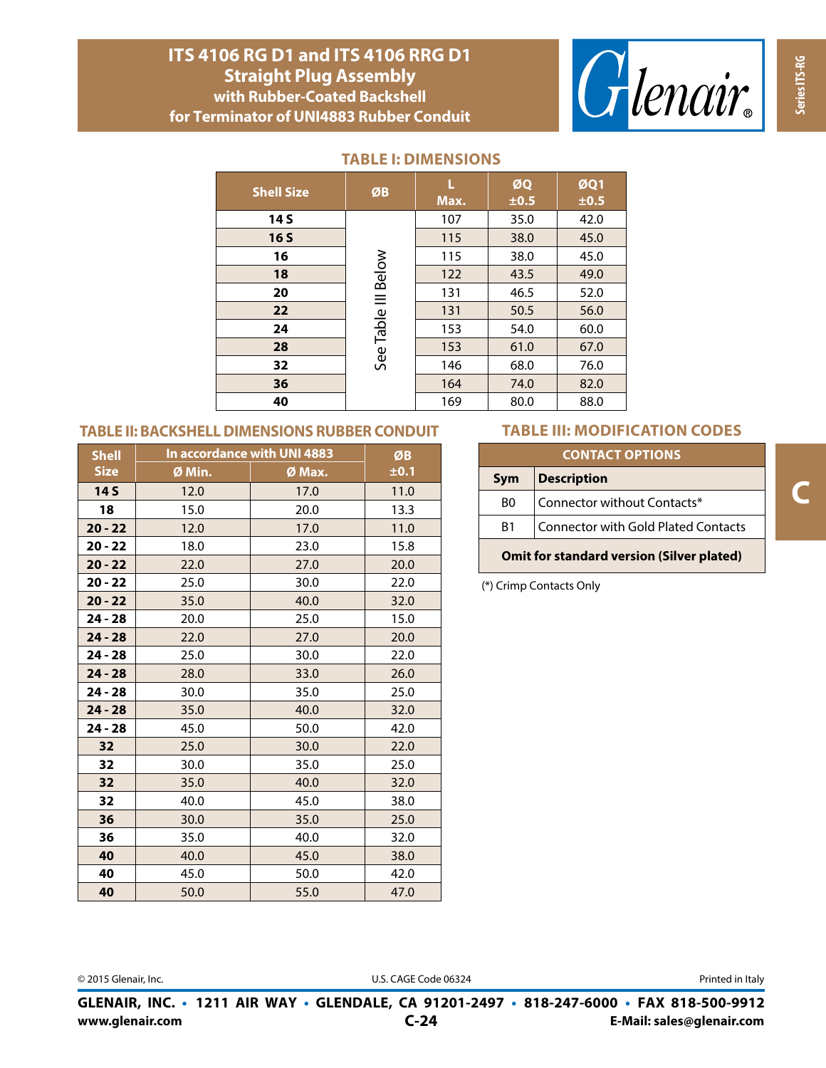# ITS 4106 RG D1 and ITS 4106 RRG D1
## Straight Plug Assembly
### with Rubber-Coated Backshell
### for Terminator of UNI4883 Rubber Conduit

### TABLE I: DIMENSIONS

| Shell Size | ØB | L Max. | ØQ ±0.5 | ØQ1 ±0.5 |
|---|---|---|---|---|
| 14 S | See Table III Below | 107 | 35.0 | 42.0 |
| 16 S | | 115 | 38.0 | 45.0 |
| 16 | | 115 | 38.0 | 45.0 |
| 18 | | 122 | 43.5 | 49.0 |
| 20 | | 131 | 46.5 | 52.0 |
| 22 | | 131 | 50.5 | 56.0 |
| 24 | | 153 | 54.0 | 60.0 |
| 28 | | 153 | 61.0 | 67.0 |
| 32 | | 146 | 68.0 | 76.0 |
| 36 | | 164 | 74.0 | 82.0 |
| 40 | | 169 | 80.0 | 88.0 |

### TABLE II: BACKSHELL DIMENSIONS RUBBER CONDUIT

| Shell Size | In accordance with UNI 4883 | | ØB ±0.1 |
|---|---|---|---|
| | Ø Min. | Ø Max. | |
| 14 S | 12.0 | 17.0 | 11.0 |
| 18 | 15.0 | 20.0 | 13.3 |
| 20 - 22 | 12.0 | 17.0 | 11.0 |
| 20 - 22 | 18.0 | 23.0 | 15.8 |
| 20 - 22 | 22.0 | 27.0 | 20.0 |
| 20 - 22 | 25.0 | 30.0 | 22.0 |
| 20 - 22 | 35.0 | 40.0 | 32.0 |
| 24 - 28 | 20.0 | 25.0 | 15.0 |
| 24 - 28 | 22.0 | 27.0 | 20.0 |
| 24 - 28 | 25.0 | 30.0 | 22.0 |
| 24 - 28 | 28.0 | 33.0 | 26.0 |
| 24 - 28 | 30.0 | 35.0 | 25.0 |
| 24 - 28 | 35.0 | 40.0 | 32.0 |
| 24 - 28 | 45.0 | 50.0 | 42.0 |
| 32 | 25.0 | 30.0 | 22.0 |
| 32 | 30.0 | 35.0 | 25.0 |
| 32 | 35.0 | 40.0 | 32.0 |
| 32 | 40.0 | 45.0 | 38.0 |
| 36 | 30.0 | 35.0 | 25.0 |
| 36 | 35.0 | 40.0 | 32.0 |
| 40 | 40.0 | 45.0 | 38.0 |
| 40 | 45.0 | 50.0 | 42.0 |
| 40 | 50.0 | 55.0 | 47.0 |

### TABLE III: MODIFICATION CODES

| CONTACT OPTIONS | |
|---|---|
| **Sym** | **Description** |
| B0 | Connector without Contacts* |
| B1 | Connector with Gold Plated Contacts |
| **Omit for standard version (Silver plated)** | |

(*) Crimp Contacts Only

© 2015 Glenair, Inc. U.S. CAGE Code 06324 Printed in Italy

**GLENAIR, INC. • 1211 AIR WAY • GLENDALE, CA 91201-2497 • 818-247-6000 • FAX 818-500-9912**
**www.glenair.com** **E-Mail: sales@glenair.com**